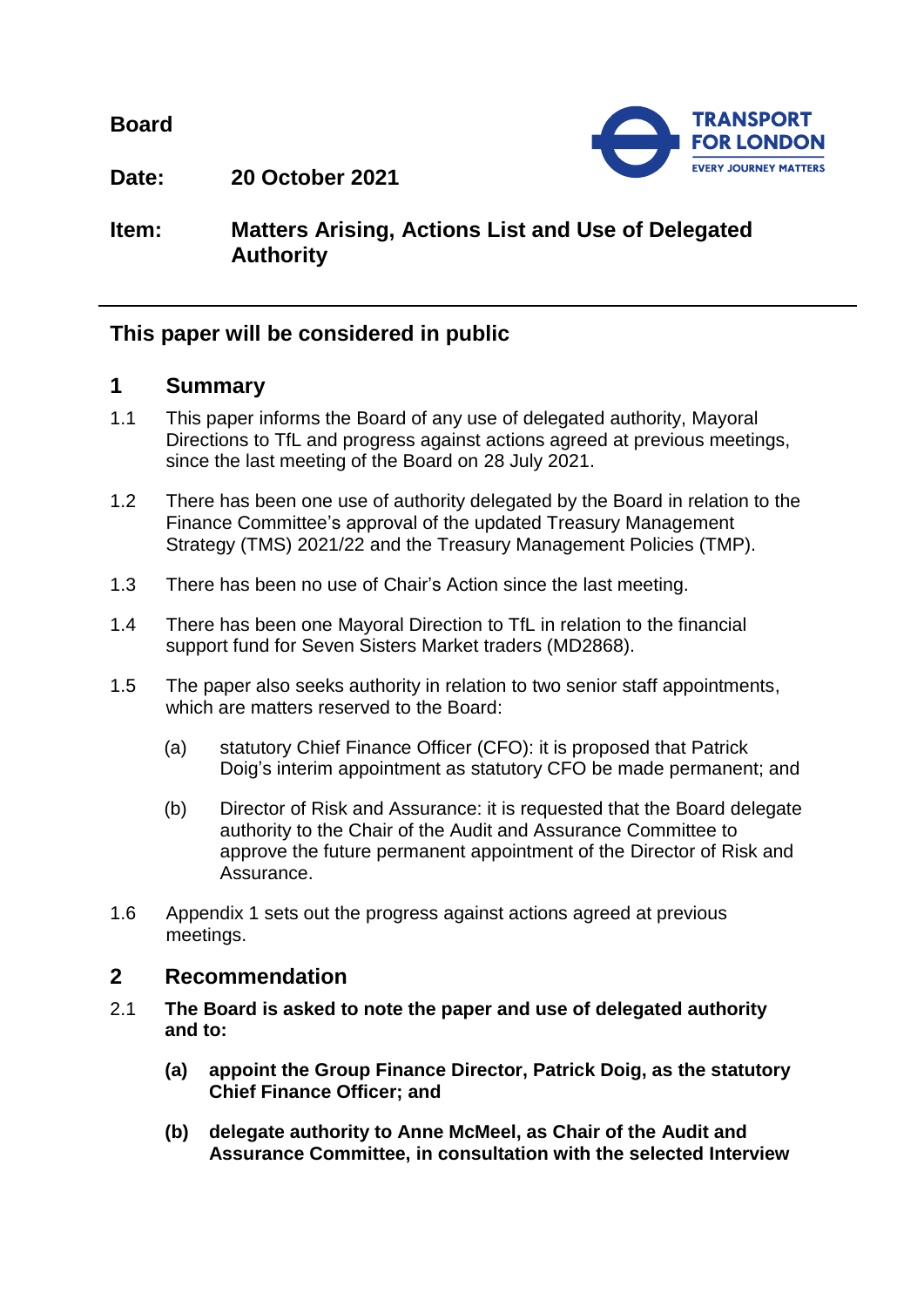**Board**

**Date:** **20 October 2021**

**Item:** **Matters Arising, Actions List and Use of Delegated Authority**

## This paper will be considered in public

## 1 Summary

1.1 This paper informs the Board of any use of delegated authority, Mayoral Directions to TfL and progress against actions agreed at previous meetings, since the last meeting of the Board on 28 July 2021.

1.2 There has been one use of authority delegated by the Board in relation to the Finance Committee's approval of the updated Treasury Management Strategy (TMS) 2021/22 and the Treasury Management Policies (TMP).

1.3 There has been no use of Chair's Action since the last meeting.

1.4 There has been one Mayoral Direction to TfL in relation to the financial support fund for Seven Sisters Market traders (MD2868).

1.5 The paper also seeks authority in relation to two senior staff appointments, which are matters reserved to the Board:

(a) statutory Chief Finance Officer (CFO): it is proposed that Patrick Doig's interim appointment as statutory CFO be made permanent; and

(b) Director of Risk and Assurance: it is requested that the Board delegate authority to the Chair of the Audit and Assurance Committee to approve the future permanent appointment of the Director of Risk and Assurance.

1.6 Appendix 1 sets out the progress against actions agreed at previous meetings.

## 2 Recommendation

2.1 **The Board is asked to note the paper and use of delegated authority and to:**

**(a) appoint the Group Finance Director, Patrick Doig, as the statutory Chief Finance Officer; and**

**(b) delegate authority to Anne McMeel, as Chair of the Audit and Assurance Committee, in consultation with the selected Interview**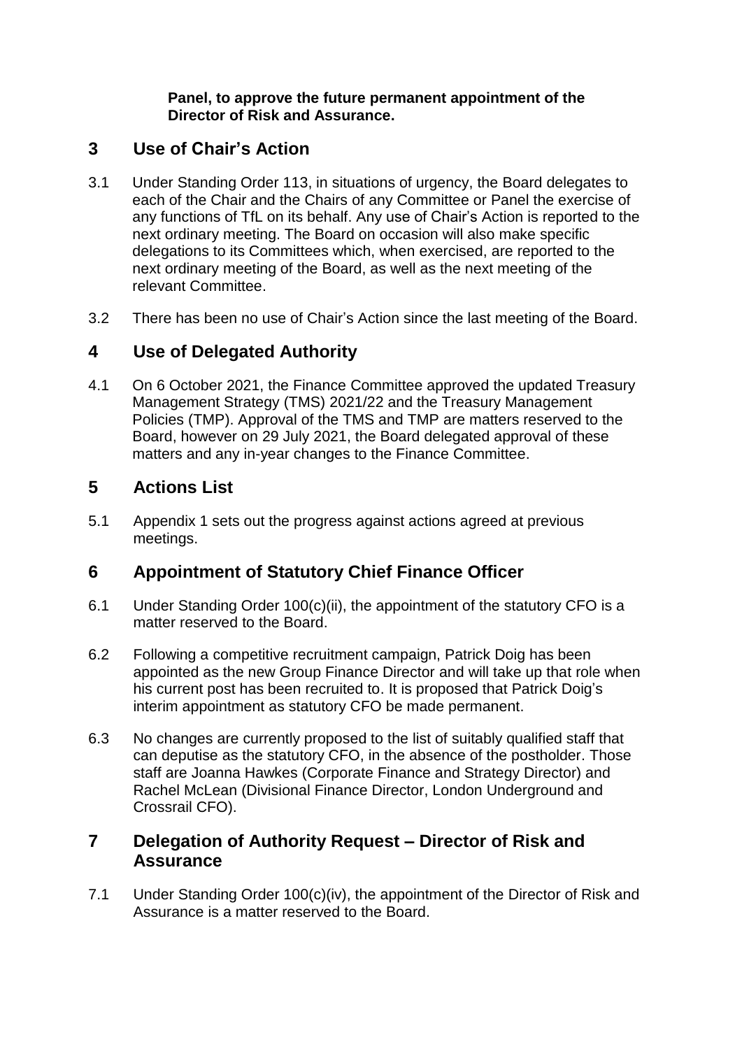**Panel, to approve the future permanent appointment of the Director of Risk and Assurance.**

## 3 Use of Chair's Action

3.1 Under Standing Order 113, in situations of urgency, the Board delegates to each of the Chair and the Chairs of any Committee or Panel the exercise of any functions of TfL on its behalf. Any use of Chair's Action is reported to the next ordinary meeting. The Board on occasion will also make specific delegations to its Committees which, when exercised, are reported to the next ordinary meeting of the Board, as well as the next meeting of the relevant Committee.

3.2 There has been no use of Chair's Action since the last meeting of the Board.

## 4 Use of Delegated Authority

4.1 On 6 October 2021, the Finance Committee approved the updated Treasury Management Strategy (TMS) 2021/22 and the Treasury Management Policies (TMP). Approval of the TMS and TMP are matters reserved to the Board, however on 29 July 2021, the Board delegated approval of these matters and any in-year changes to the Finance Committee.

## 5 Actions List

5.1 Appendix 1 sets out the progress against actions agreed at previous meetings.

## 6 Appointment of Statutory Chief Finance Officer

6.1 Under Standing Order 100(c)(ii), the appointment of the statutory CFO is a matter reserved to the Board.

6.2 Following a competitive recruitment campaign, Patrick Doig has been appointed as the new Group Finance Director and will take up that role when his current post has been recruited to. It is proposed that Patrick Doig's interim appointment as statutory CFO be made permanent.

6.3 No changes are currently proposed to the list of suitably qualified staff that can deputise as the statutory CFO, in the absence of the postholder. Those staff are Joanna Hawkes (Corporate Finance and Strategy Director) and Rachel McLean (Divisional Finance Director, London Underground and Crossrail CFO).

## 7 Delegation of Authority Request – Director of Risk and Assurance

7.1 Under Standing Order 100(c)(iv), the appointment of the Director of Risk and Assurance is a matter reserved to the Board.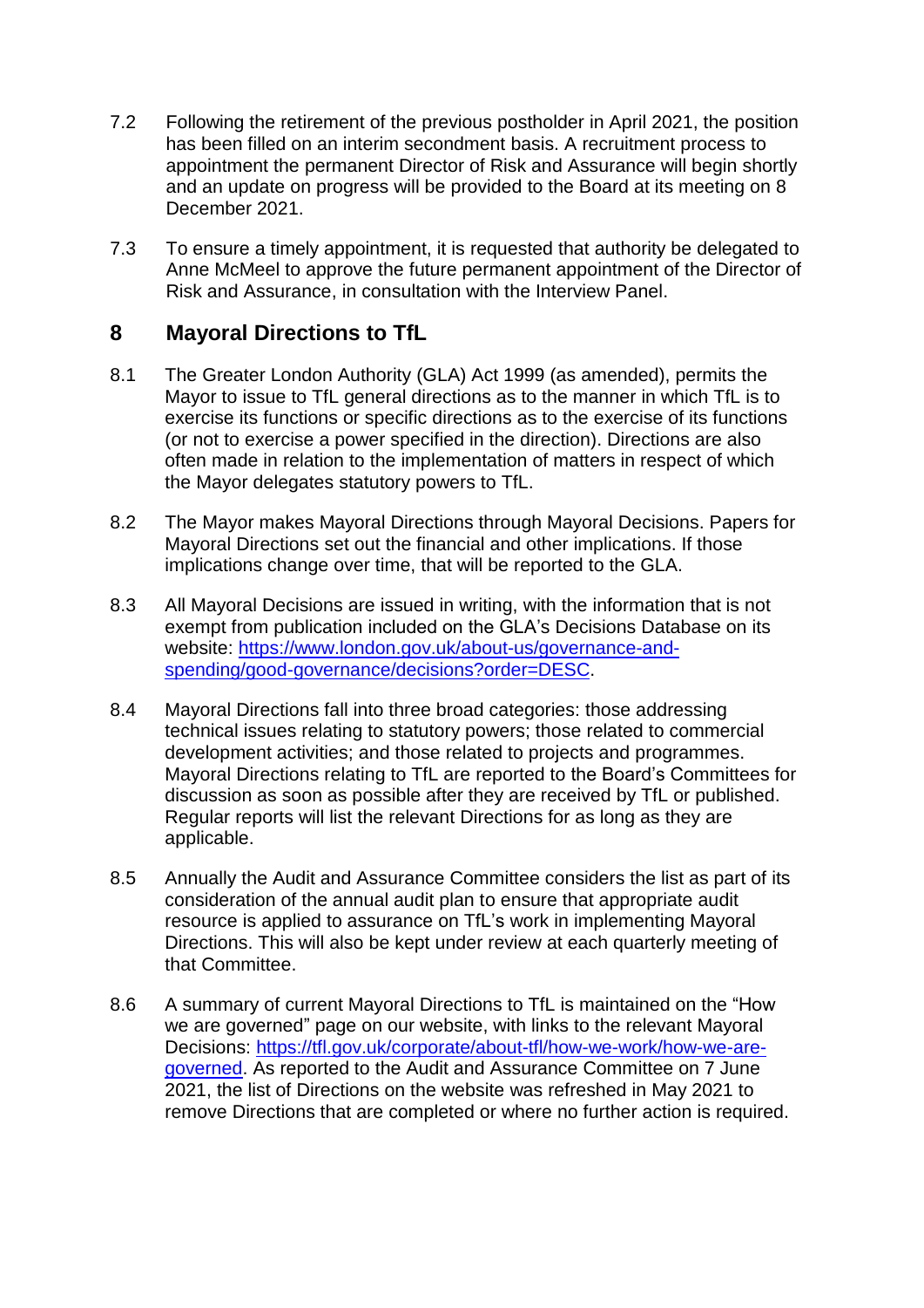7.2 Following the retirement of the previous postholder in April 2021, the position has been filled on an interim secondment basis. A recruitment process to appointment the permanent Director of Risk and Assurance will begin shortly and an update on progress will be provided to the Board at its meeting on 8 December 2021.

7.3 To ensure a timely appointment, it is requested that authority be delegated to Anne McMeel to approve the future permanent appointment of the Director of Risk and Assurance, in consultation with the Interview Panel.

## 8 Mayoral Directions to TfL

8.1 The Greater London Authority (GLA) Act 1999 (as amended), permits the Mayor to issue to TfL general directions as to the manner in which TfL is to exercise its functions or specific directions as to the exercise of its functions (or not to exercise a power specified in the direction). Directions are also often made in relation to the implementation of matters in respect of which the Mayor delegates statutory powers to TfL.

8.2 The Mayor makes Mayoral Directions through Mayoral Decisions. Papers for Mayoral Directions set out the financial and other implications. If those implications change over time, that will be reported to the GLA.

8.3 All Mayoral Decisions are issued in writing, with the information that is not exempt from publication included on the GLA's Decisions Database on its website: [https://www.london.gov.uk/about-us/governance-and-spending/good-governance/decisions?order=DESC](https://www.london.gov.uk/about-us/governance-and-spending/good-governance/decisions?order=DESC).

8.4 Mayoral Directions fall into three broad categories: those addressing technical issues relating to statutory powers; those related to commercial development activities; and those related to projects and programmes. Mayoral Directions relating to TfL are reported to the Board's Committees for discussion as soon as possible after they are received by TfL or published. Regular reports will list the relevant Directions for as long as they are applicable.

8.5 Annually the Audit and Assurance Committee considers the list as part of its consideration of the annual audit plan to ensure that appropriate audit resource is applied to assurance on TfL's work in implementing Mayoral Directions. This will also be kept under review at each quarterly meeting of that Committee.

8.6 A summary of current Mayoral Directions to TfL is maintained on the "How we are governed" page on our website, with links to the relevant Mayoral Decisions: [https://tfl.gov.uk/corporate/about-tfl/how-we-work/how-we-are-governed](https://tfl.gov.uk/corporate/about-tfl/how-we-work/how-we-are-governed). As reported to the Audit and Assurance Committee on 7 June 2021, the list of Directions on the website was refreshed in May 2021 to remove Directions that are completed or where no further action is required.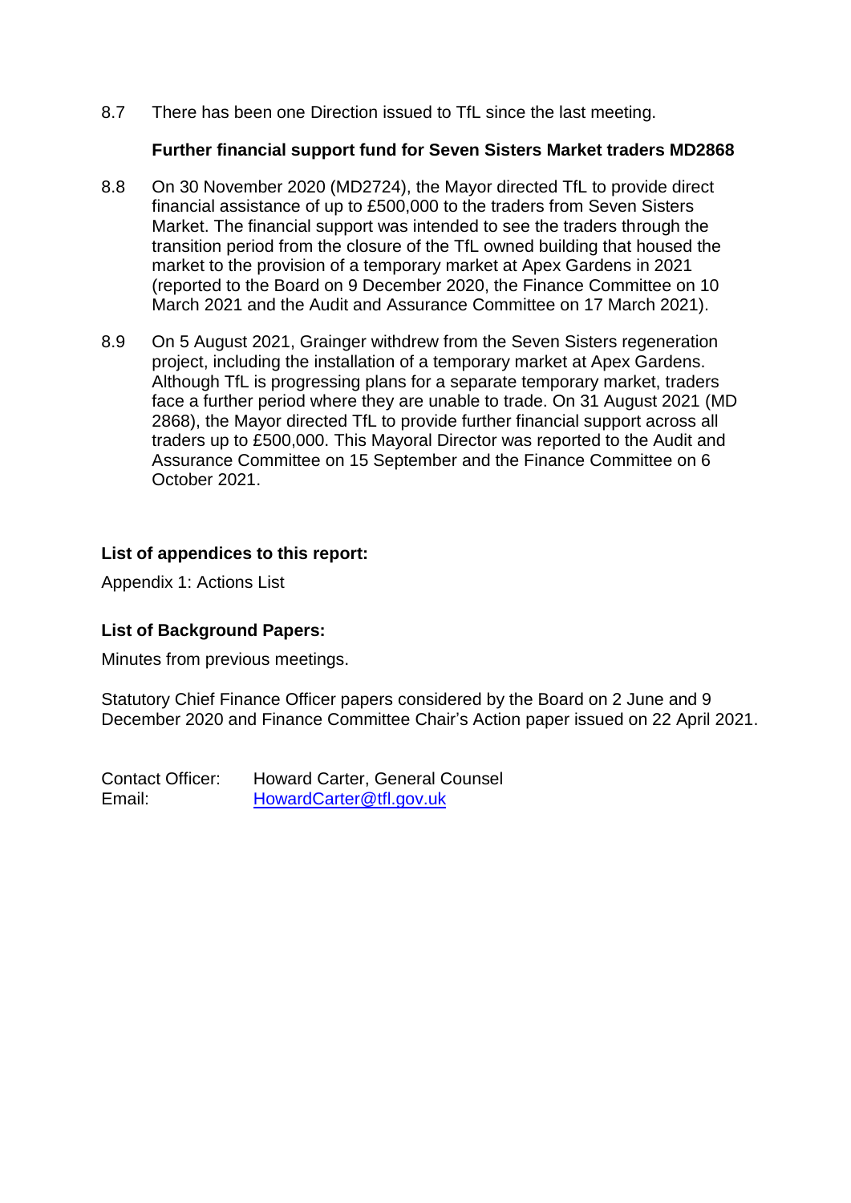8.7 There has been one Direction issued to TfL since the last meeting.

**Further financial support fund for Seven Sisters Market traders MD2868**

8.8 On 30 November 2020 (MD2724), the Mayor directed TfL to provide direct financial assistance of up to £500,000 to the traders from Seven Sisters Market. The financial support was intended to see the traders through the transition period from the closure of the TfL owned building that housed the market to the provision of a temporary market at Apex Gardens in 2021 (reported to the Board on 9 December 2020, the Finance Committee on 10 March 2021 and the Audit and Assurance Committee on 17 March 2021).

8.9 On 5 August 2021, Grainger withdrew from the Seven Sisters regeneration project, including the installation of a temporary market at Apex Gardens. Although TfL is progressing plans for a separate temporary market, traders face a further period where they are unable to trade. On 31 August 2021 (MD 2868), the Mayor directed TfL to provide further financial support across all traders up to £500,000. This Mayoral Director was reported to the Audit and Assurance Committee on 15 September and the Finance Committee on 6 October 2021.

**List of appendices to this report:**

Appendix 1: Actions List

**List of Background Papers:**

Minutes from previous meetings.

Statutory Chief Finance Officer papers considered by the Board on 2 June and 9 December 2020 and Finance Committee Chair's Action paper issued on 22 April 2021.

Contact Officer: Howard Carter, General Counsel
Email: HowardCarter@tfl.gov.uk